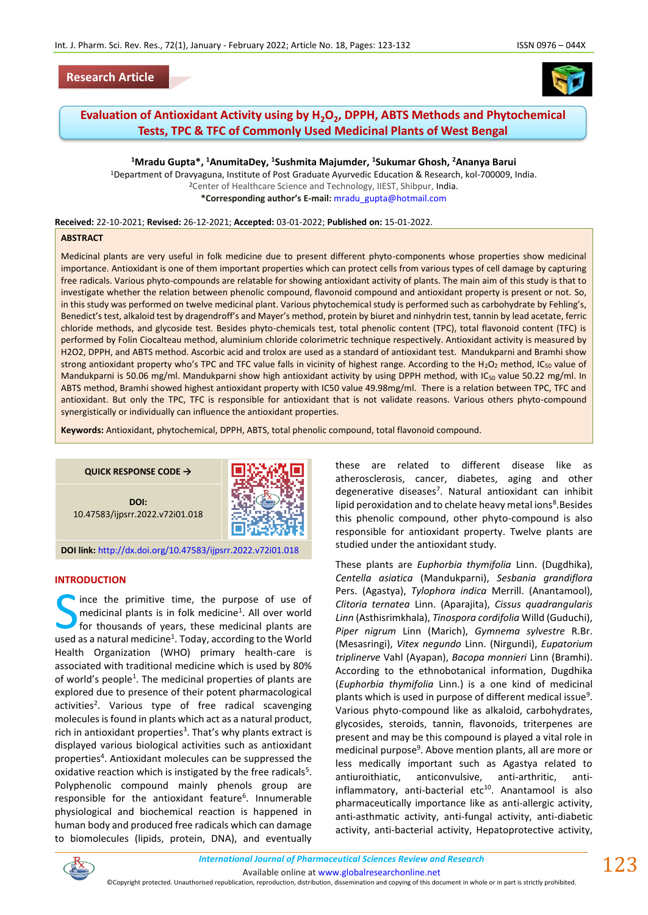Research Article

# Evaluation of Antioxidant Activity using by $H_2O_2$, DPPH, ABTS Methods and Phytochemical Tests, TPC & TFC of Commonly Used Medicinal Plants of West Bengal

**[1]Mradu Gupta*, [1]AnumitaDey, [1]Sushmita Majumder, [1]Sukumar Ghosh, [2]Ananya Barui**

[1]Department of Dravyaguna, Institute of Post Graduate Ayurvedic Education & Research, kol-700009, India.
[2]Center of Healthcare Science and Technology, IIEST, Shibpur, India.
***Corresponding author's E-mail:** mradu_gupta@hotmail.com

**Received:** 22-10-2021; **Revised:** 26-12-2021; **Accepted:** 03-01-2022; **Published on:** 15-01-2022.

## ABSTRACT

Medicinal plants are very useful in folk medicine due to present different phyto-components whose properties show medicinal importance. Antioxidant is one of them important properties which can protect cells from various types of cell damage by capturing free radicals. Various phyto-compounds are relatable for showing antioxidant activity of plants. The main aim of this study is that to investigate whether the relation between phenolic compound, flavonoid compound and antioxidant property is present or not. So, in this study was performed on twelve medicinal plant. Various phytochemical study is performed such as carbohydrate by Fehling's, Benedict's test, alkaloid test by dragendroff's and Mayer's method, protein by biuret and ninhydrin test, tannin by lead acetate, ferric chloride methods, and glycoside tests. Besides phyto-chemicals test, total phenolic content (TPC), total flavonoid content (TFC) is performed by Folin Ciocalteau method, aluminium chloride colorimetric technique respectively. Antioxidant activity is measured by H2O2, DPPH, and ABTS method. Ascorbic acid and trolox are used as a standard of antioxidant test. Mandukparni and Bramhi show strong antioxidant property who's TPC and TFC value falls in vicinity of highest range. According to the $H_2O_2$ method, $IC_{50}$ value of Mandukparni is 50.06 mg/ml. Mandukparni show high antioxidant activity by using DPPH method, with $IC_{50}$ value 50.22 mg/ml. In ABTS method, Bramhi showed highest antioxidant property with IC50 value 49.98mg/ml. There is a relation between TPC, TFC and antioxidant. But only the TPC, TFC is responsible for antioxidant that is not validate reasons. Various others phyto-compound synergistically or individually can influence the antioxidant properties.

**Keywords:** Antioxidant, phytochemical, DPPH, ABTS, total phenolic compound, total flavonoid compound.

**QUICK RESPONSE CODE →**

**DOI:** 10.47583/ijpsrr.2022.v72i01.018

**DOI link:** http://dx.doi.org/10.47583/ijpsrr.2022.v72i01.018

## INTRODUCTION

Since the primitive time, the purpose of use of medicinal plants is in folk medicine[1]. All over world for thousands of years, these medicinal plants are used as a natural medicine[1]. Today, according to the World Health Organization (WHO) primary health-care is associated with traditional medicine which is used by 80% of world's people[1]. The medicinal properties of plants are explored due to presence of their potent pharmacological activities[2]. Various type of free radical scavenging molecules is found in plants which act as a natural product, rich in antioxidant properties[3]. That's why plants extract is displayed various biological activities such as antioxidant properties[4]. Antioxidant molecules can be suppressed the oxidative reaction which is instigated by the free radicals[5]. Polyphenolic compound mainly phenols group are responsible for the antioxidant feature[6]. Innumerable physiological and biochemical reaction is happened in human body and produced free radicals which can damage to biomolecules (lipids, protein, DNA), and eventually these are related to different disease like as atherosclerosis, cancer, diabetes, aging and other degenerative diseases[7]. Natural antioxidant can inhibit lipid peroxidation and to chelate heavy metal ions[8]. Besides this phenolic compound, other phyto-compound is also responsible for antioxidant property. Twelve plants are studied under the antioxidant study.

These plants are *Euphorbia thymifolia* Linn. (Dugdhika), *Centella asiatica* (Mandukparni), *Sesbania grandiflora* Pers. (Agastya), *Tylophora indica* Merrill. (Anantamool), *Clitoria ternatea* Linn. (Aparajita), *Cissus quadrangularis Linn* (Asthisrimkhala), *Tinospora cordifolia* Willd (Guduchi), *Piper nigrum* Linn (Marich), *Gymnema sylvestre* R.Br. (Mesasringi), *Vitex negundo* Linn. (Nirgundi), *Eupatorium triplinerve* Vahl (Ayapan), *Bacopa monnieri* Linn (Bramhi). According to the ethnobotanical information, Dugdhika (*Euphorbia thymifolia* Linn.) is a one kind of medicinal plants which is used in purpose of different medical issue[9]. Various phyto-compound like as alkaloid, carbohydrates, glycosides, steroids, tannin, flavonoids, triterpenes are present and may be this compound is played a vital role in medicinal purpose[9]. Above mention plants, all are more or less medically important such as Agastya related to antiuroithiatic, anticonvulsive, anti-arthritic, anti-inflammatory, anti-bacterial etc[10]. Anantamool is also pharmaceutically importance like as anti-allergic activity, anti-asthmatic activity, anti-fungal activity, anti-diabetic activity, anti-bacterial activity, Hepatoprotective activity,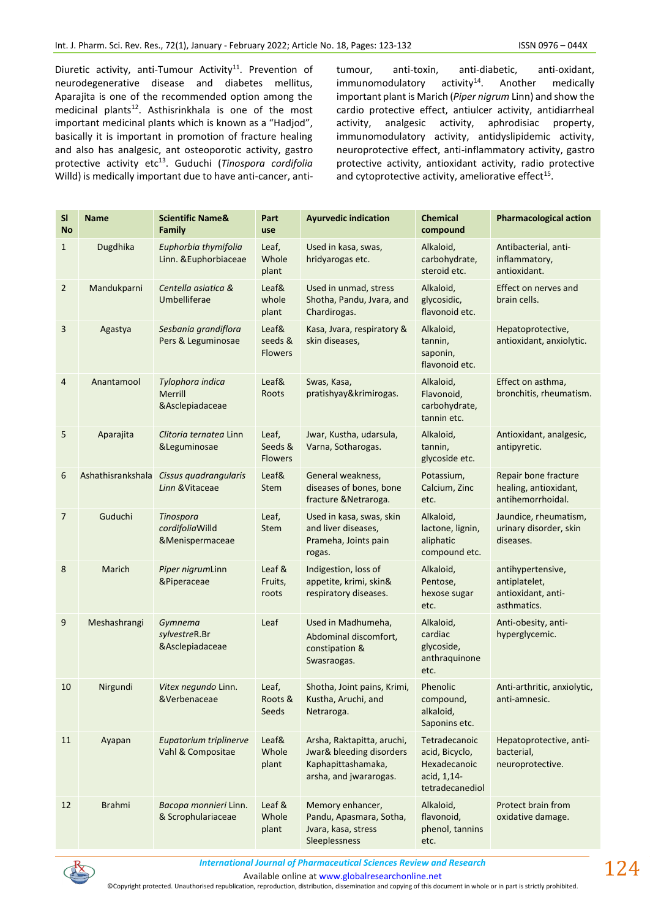Diuretic activity, anti-Tumour Activity[11]. Prevention of neurodegenerative disease and diabetes mellitus, Aparajita is one of the recommended option among the medicinal plants[12]. Asthisrinkhala is one of the most important medicinal plants which is known as a "Hadjod", basically it is important in promotion of fracture healing and also has analgesic, ant osteoporotic activity, gastro protective activity etc[13]. Guduchi (*Tinospora cordifolia* Willd) is medically important due to have anti-cancer, anti-tumour, anti-toxin, anti-diabetic, anti-oxidant, immunomodulatory activity[14]. Another medically important plant is Marich (*Piper nigrum* Linn) and show the cardio protective effect, antiulcer activity, antidiarrheal activity, analgesic activity, aphrodisiac property, immunomodulatory activity, antidyslipidemic activity, neuroprotective effect, anti-inflammatory activity, gastro protective activity, antioxidant activity, radio protective and cytoprotective activity, ameliorative effect[15].

| Sl No | Name | Scientific Name& Family | Part use | Ayurvedic indication | Chemical compound | Pharmacological action |
|---|---|---|---|---|---|---|
| 1 | Dugdhika | *Euphorbia thymifolia* Linn. &Euphorbiaceae | Leaf, Whole plant | Used in kasa, swas, hridyarogas etc. | Alkaloid, carbohydrate, steroid etc. | Antibacterial, anti-inflammatory, antioxidant. |
| 2 | Mandukparni | *Centella asiatica* & Umbelliferae | Leaf& whole plant | Used in unmad, stress Shotha, Pandu, Jvara, and Chardirogas. | Alkaloid, glycosidic, flavonoid etc. | Effect on nerves and brain cells. |
| 3 | Agastya | *Sesbania grandiflora* Pers & Leguminosae | Leaf& seeds & Flowers | Kasa, Jvara, respiratory & skin diseases, | Alkaloid, tannin, saponin, flavonoid etc. | Hepatoprotective, antioxidant, anxiolytic. |
| 4 | Anantamool | *Tylophora indica* Merrill &Asclepiadaceae | Leaf& Roots | Swas, Kasa, pratishyay&krimirogas. | Alkaloid, Flavonoid, carbohydrate, tannin etc. | Effect on asthma, bronchitis, rheumatism. |
| 5 | Aparajita | *Clitoria ternatea* Linn &Leguminosae | Leaf, Seeds & Flowers | Jwar, Kustha, udarsula, Varna, Sotharogas. | Alkaloid, tannin, glycoside etc. | Antioxidant, analgesic, antipyretic. |
| 6 | Ashathisrankshala | *Cissus quadrangularis Linn* &Vitaceae | Leaf& Stem | General weakness, diseases of bones, bone fracture &Netraroga. | Potassium, Calcium, Zinc etc. | Repair bone fracture healing, antioxidant, antihemorrhoidal. |
| 7 | Guduchi | *Tinospora cordifolia*Willd &Menispermaceae | Leaf, Stem | Used in kasa, swas, skin and liver diseases, Prameha, Joints pain rogas. | Alkaloid, lactone, lignin, aliphatic compound etc. | Jaundice, rheumatism, urinary disorder, skin diseases. |
| 8 | Marich | *Piper nigrum*Linn &Piperaceae | Leaf & Fruits, roots | Indigestion, loss of appetite, krimi, skin& respiratory diseases. | Alkaloid, Pentose, hexose sugar etc. | antihypertensive, antiplatelet, antioxidant, anti-asthmatics. |
| 9 | Meshashrangi | *Gymnema sylvestre*R.Br &Asclepiadaceae | Leaf | Used in Madhumeha, Abdominal discomfort, constipation & Swasraogas. | Alkaloid, cardiac glycoside, anthraquinone etc. | Anti-obesity, anti-hyperglycemic. |
| 10 | Nirgundi | *Vitex negundo* Linn. &Verbenaceae | Leaf, Roots & Seeds | Shotha, Joint pains, Krimi, Kustha, Aruchi, and Netraroga. | Phenolic compound, alkaloid, Saponins etc. | Anti-arthritic, anxiolytic, anti-amnesic. |
| 11 | Ayapan | *Eupatorium triplinerve* Vahl & Compositae | Leaf& Whole plant | Arsha, Raktapitta, aruchi, Jwar& bleeding disorders Kaphapittashamaka, arsha, and jwararogas. | Tetradecanoic acid, Bicyclo, Hexadecanoic acid, 1,14-tetradecanediol | Hepatoprotective, anti-bacterial, neuroprotective. |
| 12 | Brahmi | *Bacopa monnieri* Linn. & Scrophulariaceae | Leaf & Whole plant | Memory enhancer, Pandu, Apasmara, Sotha, Jvara, kasa, stress Sleeplessness | Alkaloid, flavonoid, phenol, tannins etc. | Protect brain from oxidative damage. |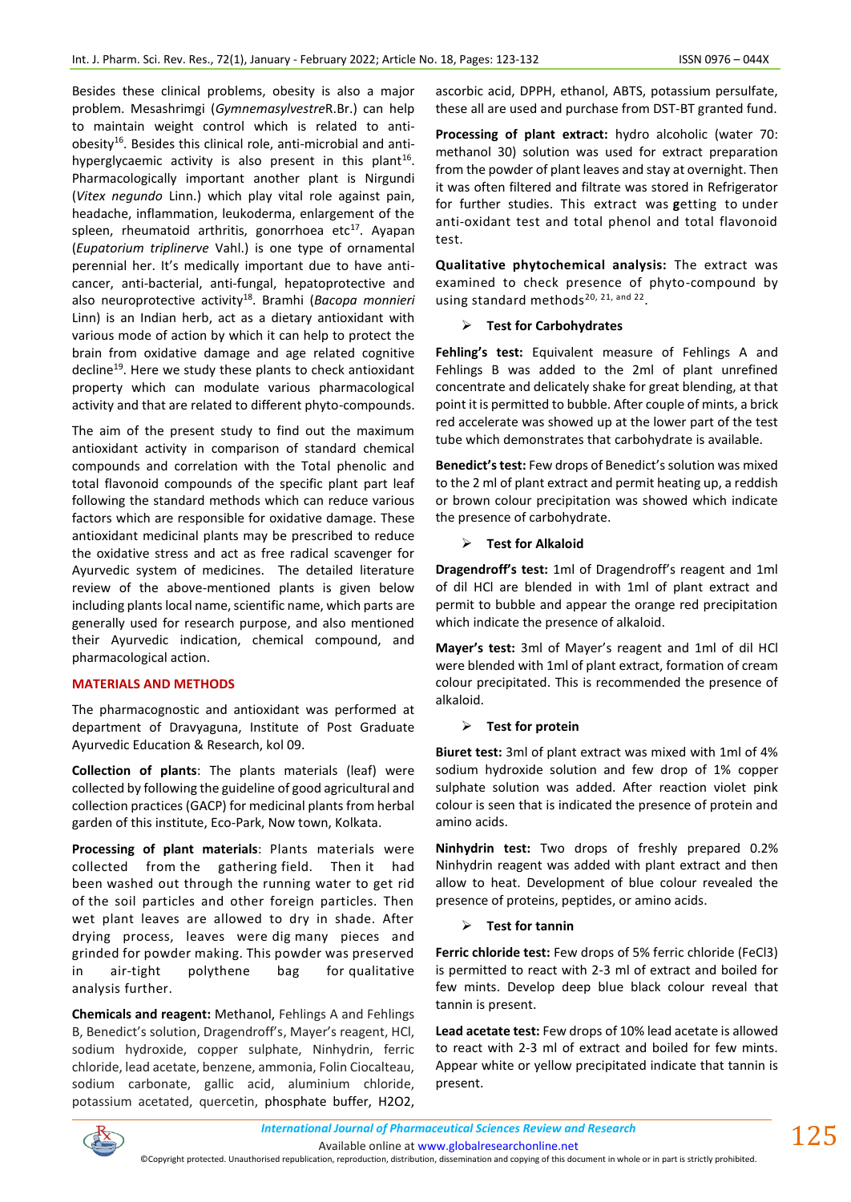Besides these clinical problems, obesity is also a major problem. Mesashrimgi (*GymnemasylvestreR.Br.*) can help to maintain weight control which is related to anti-obesity[16]. Besides this clinical role, anti-microbial and anti-hyperglycaemic activity is also present in this plant[16]. Pharmacologically important another plant is Nirgundi (*Vitex negundo* Linn.) which play vital role against pain, headache, inflammation, leukoderma, enlargement of the spleen, rheumatoid arthritis, gonorrhoea etc[17]. Ayapan (*Eupatorium triplinerve* Vahl.) is one type of ornamental perennial her. It's medically important due to have anti-cancer, anti-bacterial, anti-fungal, hepatoprotective and also neuroprotective activity[18]. Bramhi (*Bacopa monnieri* Linn) is an Indian herb, act as a dietary antioxidant with various mode of action by which it can help to protect the brain from oxidative damage and age related cognitive decline[19]. Here we study these plants to check antioxidant property which can modulate various pharmacological activity and that are related to different phyto-compounds.

The aim of the present study to find out the maximum antioxidant activity in comparison of standard chemical compounds and correlation with the Total phenolic and total flavonoid compounds of the specific plant part leaf following the standard methods which can reduce various factors which are responsible for oxidative damage. These antioxidant medicinal plants may be prescribed to reduce the oxidative stress and act as free radical scavenger for Ayurvedic system of medicines. The detailed literature review of the above-mentioned plants is given below including plants local name, scientific name, which parts are generally used for research purpose, and also mentioned their Ayurvedic indication, chemical compound, and pharmacological action.

## MATERIALS AND METHODS

The pharmacognostic and antioxidant was performed at department of Dravyaguna, Institute of Post Graduate Ayurvedic Education & Research, kol 09.

**Collection of plants**: The plants materials (leaf) were collected by following the guideline of good agricultural and collection practices (GACP) for medicinal plants from herbal garden of this institute, Eco-Park, Now town, Kolkata.

**Processing of plant materials**: Plants materials were collected from the gathering field. Then it had been washed out through the running water to get rid of the soil particles and other foreign particles. Then wet plant leaves are allowed to dry in shade. After drying process, leaves were dig many pieces and grinded for powder making. This powder was preserved in air-tight polythene bag for qualitative analysis further.

**Chemicals and reagent:** Methanol, Fehlings A and Fehlings B, Benedict's solution, Dragendroff's, Mayer's reagent, HCl, sodium hydroxide, copper sulphate, Ninhydrin, ferric chloride, lead acetate, benzene, ammonia, Folin Ciocalteau, sodium carbonate, gallic acid, aluminium chloride, potassium acetated, quercetin, phosphate buffer, $H_2O_2$, ascorbic acid, DPPH, ethanol, ABTS, potassium persulfate, these all are used and purchase from DST-BT granted fund.

**Processing of plant extract:** hydro alcoholic (water 70: methanol 30) solution was used for extract preparation from the powder of plant leaves and stay at overnight. Then it was often filtered and filtrate was stored in Refrigerator for further studies. This extract was getting to under anti-oxidant test and total phenol and total flavonoid test.

**Qualitative phytochemical analysis:** The extract was examined to check presence of phyto-compound by using standard methods[20, 21, and 22].

- **Test for Carbohydrates**

**Fehling's test:** Equivalent measure of Fehlings A and Fehlings B was added to the 2ml of plant unrefined concentrate and delicately shake for great blending, at that point it is permitted to bubble. After couple of mints, a brick red accelerate was showed up at the lower part of the test tube which demonstrates that carbohydrate is available.

**Benedict's test:** Few drops of Benedict's solution was mixed to the 2 ml of plant extract and permit heating up, a reddish or brown colour precipitation was showed which indicate the presence of carbohydrate.

- **Test for Alkaloid**

**Dragendroff's test:** 1ml of Dragendroff's reagent and 1ml of dil HCl are blended in with 1ml of plant extract and permit to bubble and appear the orange red precipitation which indicate the presence of alkaloid.

**Mayer's test:** 3ml of Mayer's reagent and 1ml of dil HCl were blended with 1ml of plant extract, formation of cream colour precipitated. This is recommended the presence of alkaloid.

- **Test for protein**

**Biuret test:** 3ml of plant extract was mixed with 1ml of 4% sodium hydroxide solution and few drop of 1% copper sulphate solution was added. After reaction violet pink colour is seen that is indicated the presence of protein and amino acids.

**Ninhydrin test:** Two drops of freshly prepared 0.2% Ninhydrin reagent was added with plant extract and then allow to heat. Development of blue colour revealed the presence of proteins, peptides, or amino acids.

- **Test for tannin**

**Ferric chloride test:** Few drops of 5% ferric chloride ($FeCl_3$) is permitted to react with 2-3 ml of extract and boiled for few mints. Develop deep blue black colour reveal that tannin is present.

**Lead acetate test:** Few drops of 10% lead acetate is allowed to react with 2-3 ml of extract and boiled for few mints. Appear white or yellow precipitated indicate that tannin is present.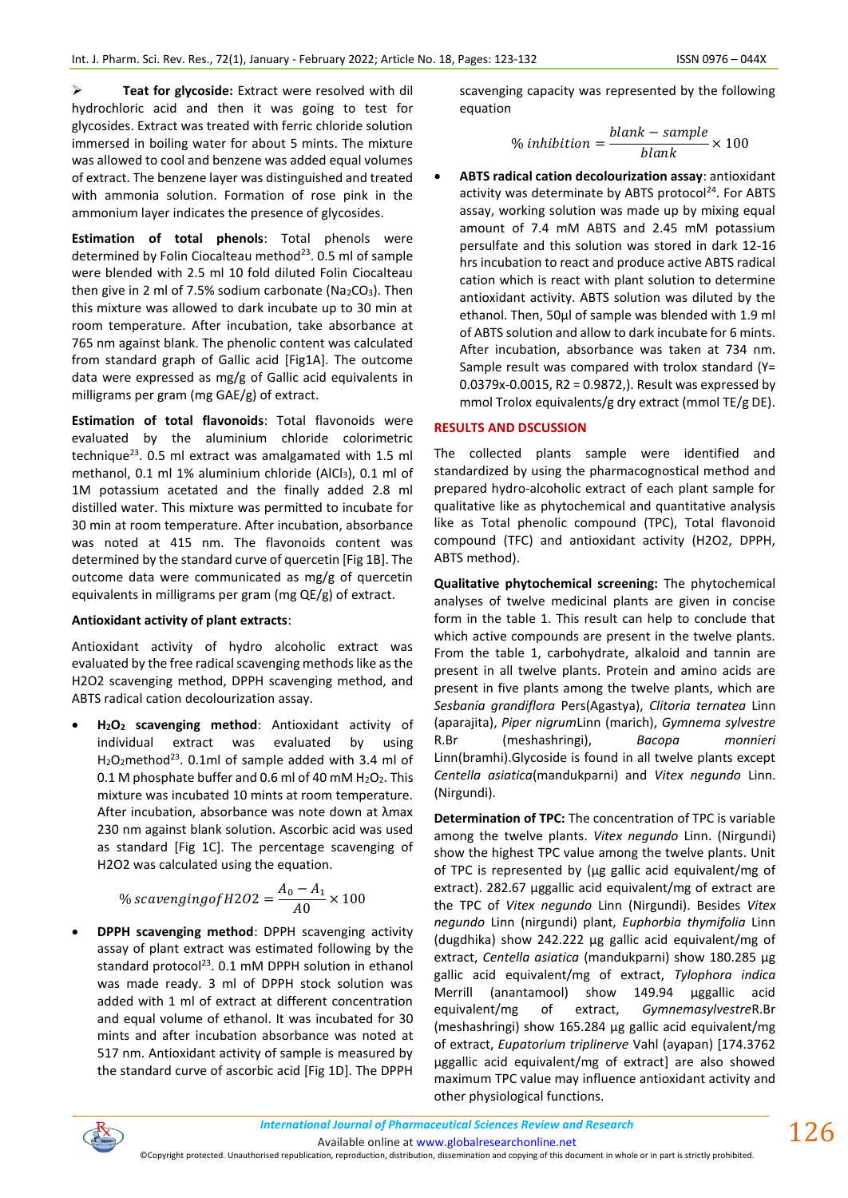➢ **Teat for glycoside:** Extract were resolved with dil hydrochloric acid and then it was going to test for glycosides. Extract was treated with ferric chloride solution immersed in boiling water for about 5 mints. The mixture was allowed to cool and benzene was added equal volumes of extract. The benzene layer was distinguished and treated with ammonia solution. Formation of rose pink in the ammonium layer indicates the presence of glycosides.

**Estimation of total phenols**: Total phenols were determined by Folin Ciocalteau method[23]. 0.5 ml of sample were blended with 2.5 ml 10 fold diluted Folin Ciocalteau then give in 2 ml of 7.5% sodium carbonate ($Na_2CO_3$). Then this mixture was allowed to dark incubate up to 30 min at room temperature. After incubation, take absorbance at 765 nm against blank. The phenolic content was calculated from standard graph of Gallic acid [Fig1A]. The outcome data were expressed as mg/g of Gallic acid equivalents in milligrams per gram (mg GAE/g) of extract.

**Estimation of total flavonoids**: Total flavonoids were evaluated by the aluminium chloride colorimetric technique[23]. 0.5 ml extract was amalgamated with 1.5 ml methanol, 0.1 ml 1% aluminium chloride ($AlCl_3$), 0.1 ml of 1M potassium acetated and the finally added 2.8 ml distilled water. This mixture was permitted to incubate for 30 min at room temperature. After incubation, absorbance was noted at 415 nm. The flavonoids content was determined by the standard curve of quercetin [Fig 1B]. The outcome data were communicated as mg/g of quercetin equivalents in milligrams per gram (mg QE/g) of extract.

**Antioxidant activity of plant extracts**:

Antioxidant activity of hydro alcoholic extract was evaluated by the free radical scavenging methods like as the H2O2 scavenging method, DPPH scavenging method, and ABTS radical cation decolourization assay.

- **$H_2O_2$ scavenging method**: Antioxidant activity of individual extract was evaluated by using $H_2O_2$method[23]. 0.1ml of sample added with 3.4 ml of 0.1 M phosphate buffer and 0.6 ml of 40 mM $H_2O_2$. This mixture was incubated 10 mints at room temperature. After incubation, absorbance was note down at λmax 230 nm against blank solution. Ascorbic acid was used as standard [Fig 1C]. The percentage scavenging of H2O2 was calculated using the equation.

$$\% \, scavenging of H2O2 = \frac{A_0 - A_1}{A0} \times 100$$

- **DPPH scavenging method**: DPPH scavenging activity assay of plant extract was estimated following by the standard protocol[23]. 0.1 mM DPPH solution in ethanol was made ready. 3 ml of DPPH stock solution was added with 1 ml of extract at different concentration and equal volume of ethanol. It was incubated for 30 mints and after incubation absorbance was noted at 517 nm. Antioxidant activity of sample is measured by the standard curve of ascorbic acid [Fig 1D]. The DPPH scavenging capacity was represented by the following equation

$$\% \, inhibition = \frac{blank - sample}{blank} \times 100$$

- **ABTS radical cation decolourization assay**: antioxidant activity was determinate by ABTS protocol[24]. For ABTS assay, working solution was made up by mixing equal amount of 7.4 mM ABTS and 2.45 mM potassium persulfate and this solution was stored in dark 12-16 hrs incubation to react and produce active ABTS radical cation which is react with plant solution to determine antioxidant activity. ABTS solution was diluted by the ethanol. Then, 50µl of sample was blended with 1.9 ml of ABTS solution and allow to dark incubate for 6 mints. After incubation, absorbance was taken at 734 nm. Sample result was compared with trolox standard (Y= 0.0379x-0.0015, R2 = 0.9872,). Result was expressed by mmol Trolox equivalents/g dry extract (mmol TE/g DE).

## RESULTS AND DSCUSSION

The collected plants sample were identified and standardized by using the pharmacognostical method and prepared hydro-alcoholic extract of each plant sample for qualitative like as phytochemical and quantitative analysis like as Total phenolic compound (TPC), Total flavonoid compound (TFC) and antioxidant activity (H2O2, DPPH, ABTS method).

**Qualitative phytochemical screening:** The phytochemical analyses of twelve medicinal plants are given in concise form in the table 1. This result can help to conclude that which active compounds are present in the twelve plants. From the table 1, carbohydrate, alkaloid and tannin are present in all twelve plants. Protein and amino acids are present in five plants among the twelve plants, which are *Sesbania grandiflora* Pers(Agastya), *Clitoria ternatea* Linn (aparajita), *Piper nigrum*Linn (marich), *Gymnema sylvestre* R.Br (meshashringi), *Bacopa monnieri* Linn(bramhi).Glycoside is found in all twelve plants except *Centella asiatica*(mandukparni) and *Vitex negundo* Linn. (Nirgundi).

**Determination of TPC:** The concentration of TPC is variable among the twelve plants. *Vitex negundo* Linn. (Nirgundi) show the highest TPC value among the twelve plants. Unit of TPC is represented by (µg gallic acid equivalent/mg of extract). 282.67 µggallic acid equivalent/mg of extract are the TPC of *Vitex negundo* Linn (Nirgundi). Besides *Vitex negundo* Linn (nirgundi) plant, *Euphorbia thymifolia* Linn (dugdhika) show 242.222 µg gallic acid equivalent/mg of extract, *Centella asiatica* (mandukparni) show 180.285 µg gallic acid equivalent/mg of extract, *Tylophora indica* Merrill (anantamool) show 149.94 µggallic acid equivalent/mg of extract, *GymnemasylvestreR.Br* (meshashringi) show 165.284 µg gallic acid equivalent/mg of extract, *Eupatorium triplinerve* Vahl (ayapan) [174.3762 µggallic acid equivalent/mg of extract] are also showed maximum TPC value may influence antioxidant activity and other physiological functions.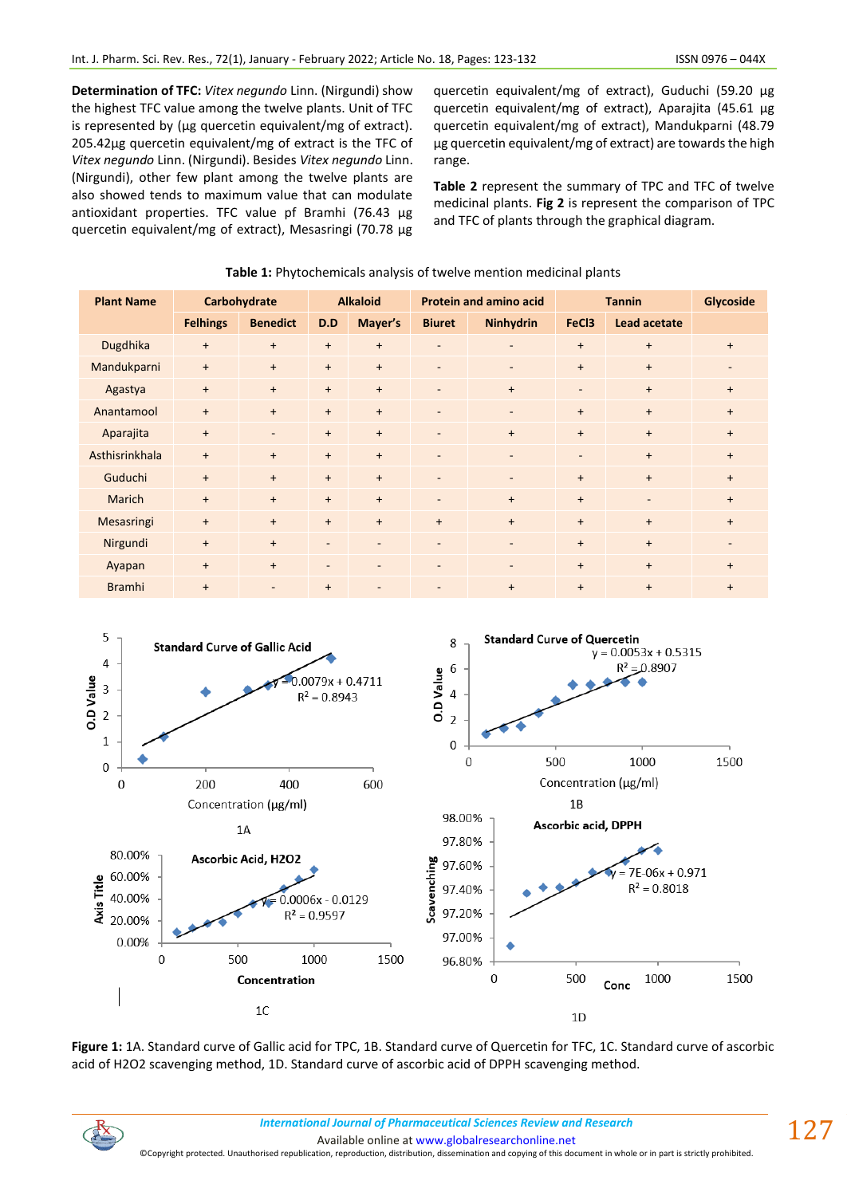**Determination of TFC:** *Vitex negundo* Linn. (Nirgundi) show the highest TFC value among the twelve plants. Unit of TFC is represented by (µg quercetin equivalent/mg of extract). 205.42µg quercetin equivalent/mg of extract is the TFC of *Vitex negundo* Linn. (Nirgundi). Besides *Vitex negundo* Linn. (Nirgundi), other few plant among the twelve plants are also showed tends to maximum value that can modulate antioxidant properties. TFC value pf Bramhi (76.43 µg quercetin equivalent/mg of extract), Mesasringi (70.78 µg quercetin equivalent/mg of extract), Guduchi (59.20 µg quercetin equivalent/mg of extract), Aparajita (45.61 µg quercetin equivalent/mg of extract), Mandukparni (48.79 µg quercetin equivalent/mg of extract) are towards the high range.

**Table 2** represent the summary of TPC and TFC of twelve medicinal plants. **Fig 2** is represent the comparison of TPC and TFC of plants through the graphical diagram.

**Table 1:** Phytochemicals analysis of twelve mention medicinal plants

| Plant Name | Carbohydrate | | Alkaloid | | Protein and amino acid | | Tannin | | Glycoside |
|---|---|---|---|---|---|---|---|---|---|
| | Felhings | Benedict | D.D | Mayer's | Biuret | Ninhydrin | FeCl3 | Lead acetate | |
| Dugdhika | + | + | + | + | - | - | + | + | + |
| Mandukparni | + | + | + | + | - | - | + | + | - |
| Agastya | + | + | + | + | - | + | - | + | + |
| Anantamool | + | + | + | + | - | - | + | + | + |
| Aparajita | + | - | + | + | - | + | + | + | + |
| Asthisrinkhala | + | + | + | + | - | - | - | + | + |
| Guduchi | + | + | + | + | - | - | + | + | + |
| Marich | + | + | + | + | - | + | + | - | + |
| Mesasringi | + | + | + | + | + | + | + | + | + |
| Nirgundi | + | + | - | - | - | - | + | + | - |
| Ayapan | + | + | - | - | - | - | + | + | + |
| Bramhi | + | - | + | - | - | + | + | + | + |

**Figure 1:** 1A. Standard curve of Gallic acid for TPC, 1B. Standard curve of Quercetin for TFC, 1C. Standard curve of ascorbic acid of H2O2 scavenging method, 1D. Standard curve of ascorbic acid of DPPH scavenging method.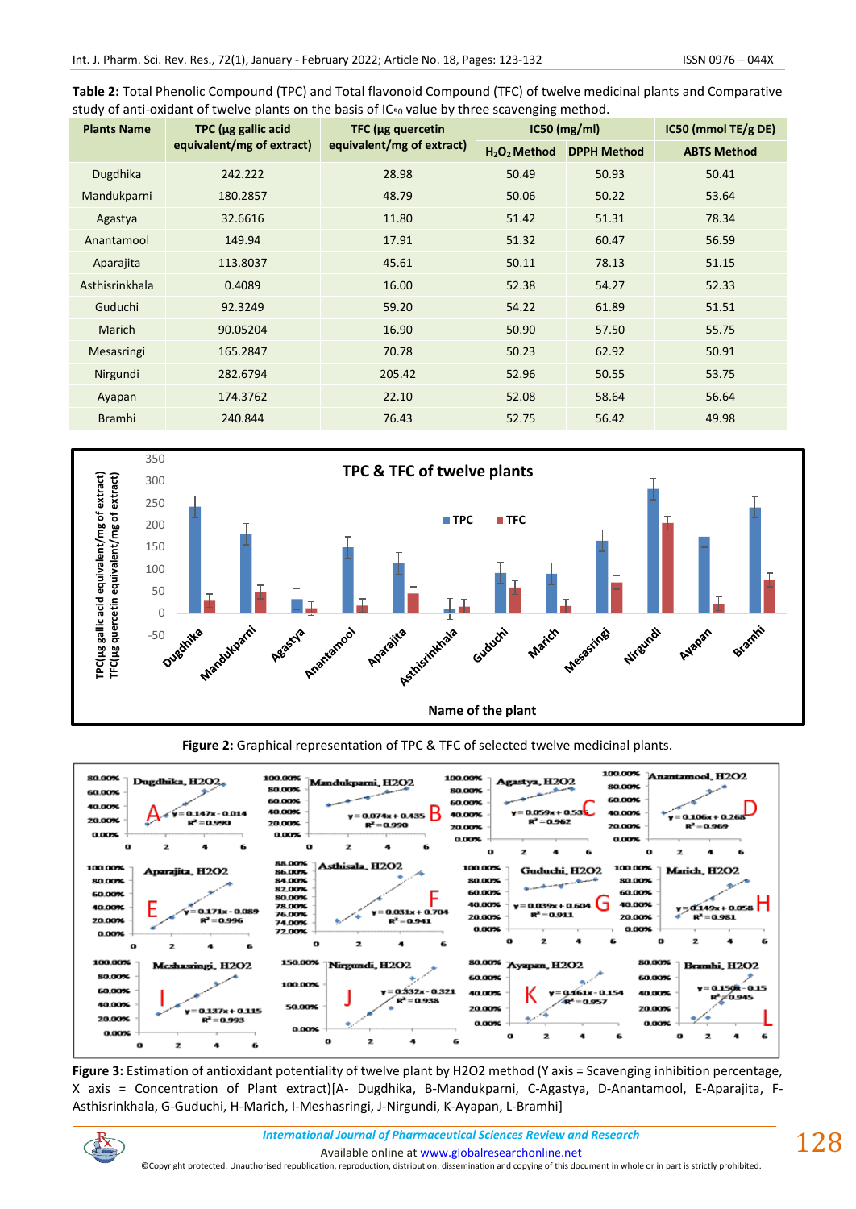**Table 2:** Total Phenolic Compound (TPC) and Total flavonoid Compound (TFC) of twelve medicinal plants and Comparative study of anti-oxidant of twelve plants on the basis of $IC_{50}$ value by three scavenging method.

| Plants Name | TPC (µg gallic acid equivalent/mg of extract) | TFC (µg quercetin equivalent/mg of extract) | IC50 (mg/ml) | | IC50 (mmol TE/g DE) |
|---|---|---|---|---|---|
| | | | $H_2O_2$ Method | DPPH Method | ABTS Method |
| Dugdhika | 242.222 | 28.98 | 50.49 | 50.93 | 50.41 |
| Mandukparni | 180.2857 | 48.79 | 50.06 | 50.22 | 53.64 |
| Agastya | 32.6616 | 11.80 | 51.42 | 51.31 | 78.34 |
| Anantamool | 149.94 | 17.91 | 51.32 | 60.47 | 56.59 |
| Aparajita | 113.8037 | 45.61 | 50.11 | 78.13 | 51.15 |
| Asthisrinkhala | 0.4089 | 16.00 | 52.38 | 54.27 | 52.33 |
| Guduchi | 92.3249 | 59.20 | 54.22 | 61.89 | 51.51 |
| Marich | 90.05204 | 16.90 | 50.90 | 57.50 | 55.75 |
| Mesasringi | 165.2847 | 70.78 | 50.23 | 62.92 | 50.91 |
| Nirgundi | 282.6794 | 205.42 | 52.96 | 50.55 | 53.75 |
| Ayapan | 174.3762 | 22.10 | 52.08 | 58.64 | 56.64 |
| Bramhi | 240.844 | 76.43 | 52.75 | 56.42 | 49.98 |

**Figure 2:** Graphical representation of TPC & TFC of selected twelve medicinal plants.

**Figure 3:** Estimation of antioxidant potentiality of twelve plant by H2O2 method (Y axis = Scavenging inhibition percentage, X axis = Concentration of Plant extract)[A- Dugdhika, B-Mandukparni, C-Agastya, D-Anantamool, E-Aparajita, F-Asthisrinkhala, G-Guduchi, H-Marich, I-Meshasringi, J-Nirgundi, K-Ayapan, L-Bramhi]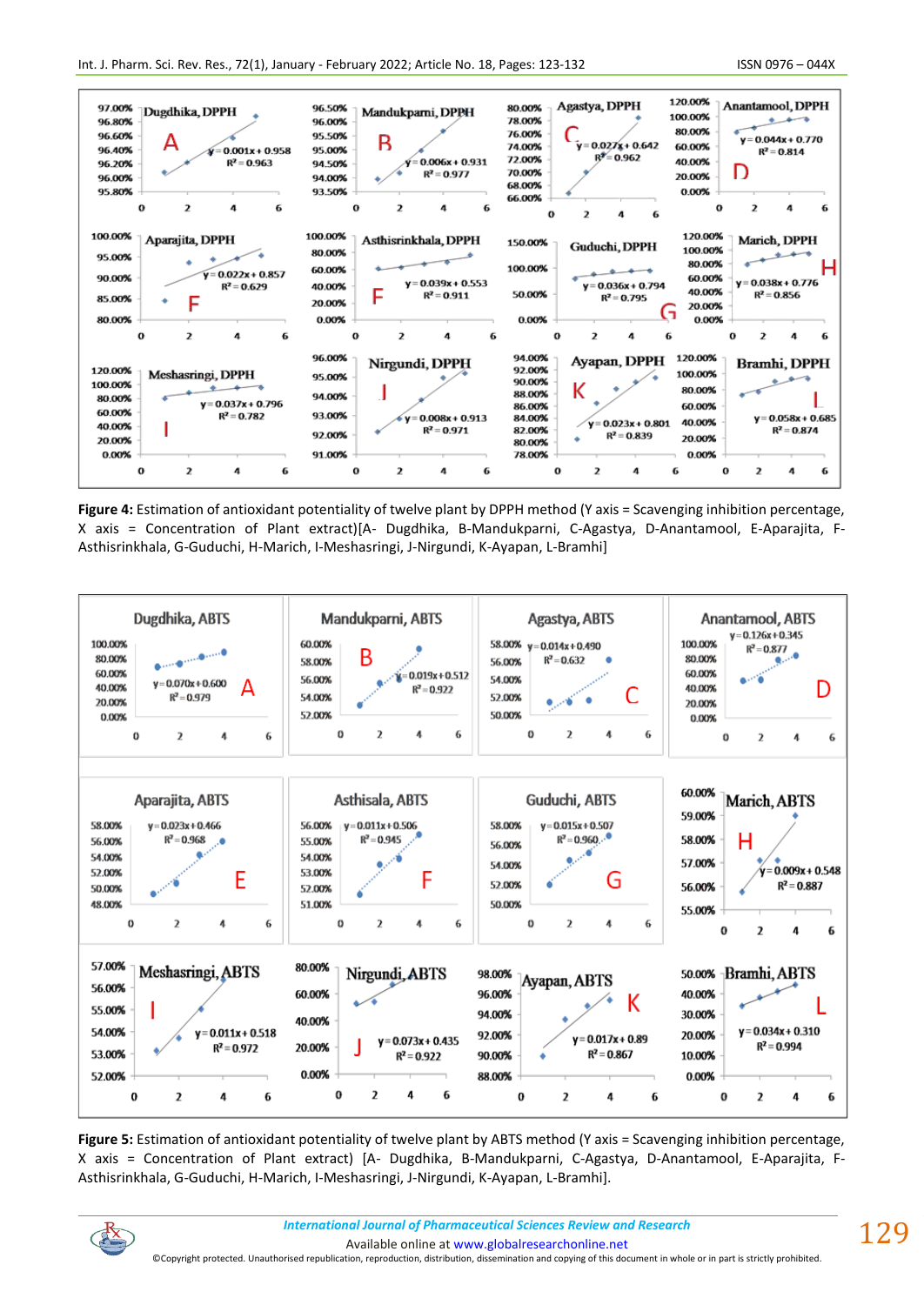**Figure 4:** Estimation of antioxidant potentiality of twelve plant by DPPH method (Y axis = Scavenging inhibition percentage, X axis = Concentration of Plant extract)[A- Dugdhika, B-Mandukparni, C-Agastya, D-Anantamool, E-Aparajita, F-Asthisrinkhala, G-Guduchi, H-Marich, I-Meshasringi, J-Nirgundi, K-Ayapan, L-Bramhi]

**Figure 5:** Estimation of antioxidant potentiality of twelve plant by ABTS method (Y axis = Scavenging inhibition percentage, X axis = Concentration of Plant extract) [A- Dugdhika, B-Mandukparni, C-Agastya, D-Anantamool, E-Aparajita, F-Asthisrinkhala, G-Guduchi, H-Marich, I-Meshasringi, J-Nirgundi, K-Ayapan, L-Bramhi].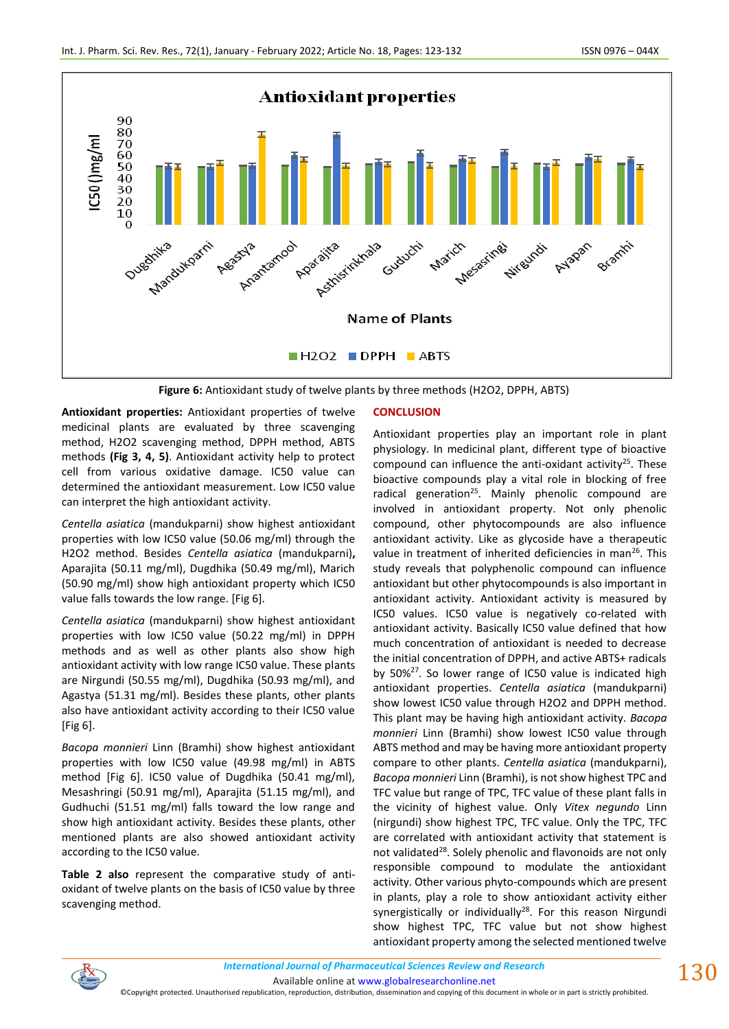Figure 6: Antioxidant study of twelve plants by three methods (H2O2, DPPH, ABTS)

**Antioxidant properties:** Antioxidant properties of twelve medicinal plants are evaluated by three scavenging method, H2O2 scavenging method, DPPH method, ABTS methods **(Fig 3, 4, 5)**. Antioxidant activity help to protect cell from various oxidative damage. IC50 value can determined the antioxidant measurement. Low IC50 value can interpret the high antioxidant activity.

*Centella asiatica* (mandukparni) show highest antioxidant properties with low IC50 value (50.06 mg/ml) through the H2O2 method. Besides *Centella asiatica* (mandukparni)**,** Aparajita (50.11 mg/ml), Dugdhika (50.49 mg/ml), Marich (50.90 mg/ml) show high antioxidant property which IC50 value falls towards the low range. [Fig 6].

*Centella asiatica* (mandukparni) show highest antioxidant properties with low IC50 value (50.22 mg/ml) in DPPH methods and as well as other plants also show high antioxidant activity with low range IC50 value. These plants are Nirgundi (50.55 mg/ml), Dugdhika (50.93 mg/ml), and Agastya (51.31 mg/ml). Besides these plants, other plants also have antioxidant activity according to their IC50 value [Fig 6].

*Bacopa monnieri* Linn (Bramhi) show highest antioxidant properties with low IC50 value (49.98 mg/ml) in ABTS method [Fig 6]. IC50 value of Dugdhika (50.41 mg/ml), Mesashringi (50.91 mg/ml), Aparajita (51.15 mg/ml), and Gudhuchi (51.51 mg/ml) falls toward the low range and show high antioxidant activity. Besides these plants, other mentioned plants are also showed antioxidant activity according to the IC50 value.

**Table 2 also** represent the comparative study of anti-oxidant of twelve plants on the basis of IC50 value by three scavenging method.

## CONCLUSION

Antioxidant properties play an important role in plant physiology. In medicinal plant, different type of bioactive compound can influence the anti-oxidant activity[25]. These bioactive compounds play a vital role in blocking of free radical generation[25]. Mainly phenolic compound are involved in antioxidant property. Not only phenolic compound, other phytocompounds are also influence antioxidant activity. Like as glycoside have a therapeutic value in treatment of inherited deficiencies in man[26]. This study reveals that polyphenolic compound can influence antioxidant but other phytocompounds is also important in antioxidant activity. Antioxidant activity is measured by IC50 values. IC50 value is negatively co-related with antioxidant activity. Basically IC50 value defined that how much concentration of antioxidant is needed to decrease the initial concentration of DPPH, and active ABTS+ radicals by 50%[27]. So lower range of IC50 value is indicated high antioxidant properties. *Centella asiatica* (mandukparni) show lowest IC50 value through H2O2 and DPPH method. This plant may be having high antioxidant activity. *Bacopa monnieri* Linn (Bramhi) show lowest IC50 value through ABTS method and may be having more antioxidant property compare to other plants. *Centella asiatica* (mandukparni), *Bacopa monnieri* Linn (Bramhi), is not show highest TPC and TFC value but range of TPC, TFC value of these plant falls in the vicinity of highest value. Only *Vitex negundo* Linn (nirgundi) show highest TPC, TFC value. Only the TPC, TFC are correlated with antioxidant activity that statement is not validated[28]. Solely phenolic and flavonoids are not only responsible compound to modulate the antioxidant activity. Other various phyto-compounds which are present in plants, play a role to show antioxidant activity either synergistically or individually[28]. For this reason Nirgundi show highest TPC, TFC value but not show highest antioxidant property among the selected mentioned twelve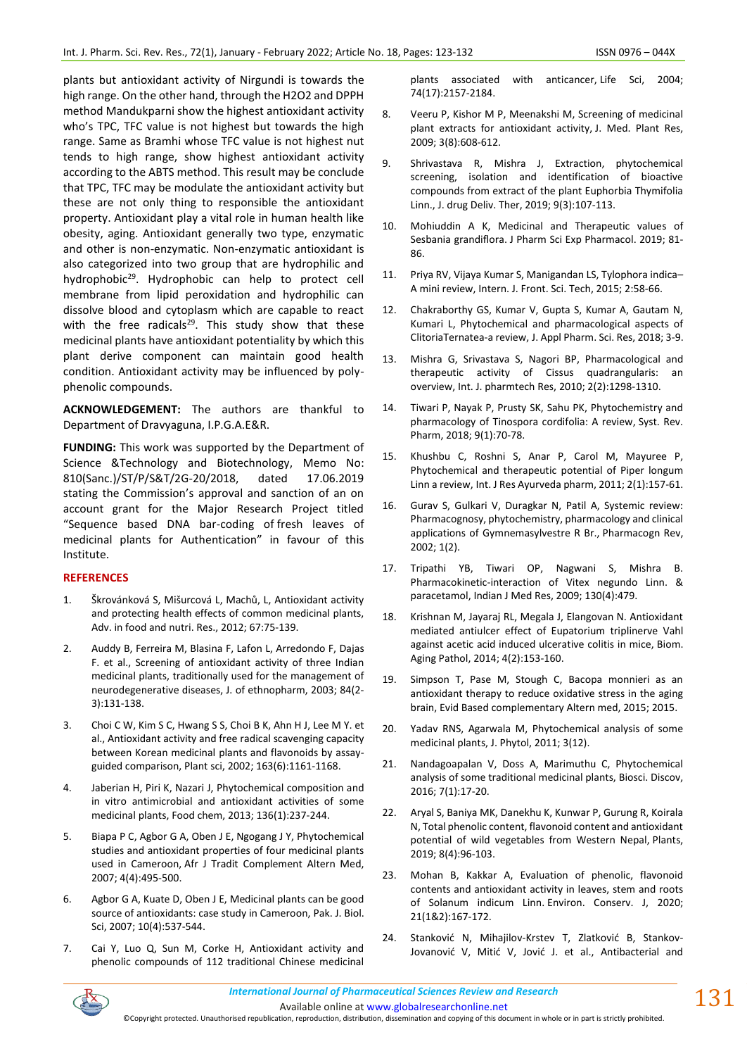plants but antioxidant activity of Nirgundi is towards the high range. On the other hand, through the H2O2 and DPPH method Mandukparni show the highest antioxidant activity who's TPC, TFC value is not highest but towards the high range. Same as Bramhi whose TFC value is not highest nut tends to high range, show highest antioxidant activity according to the ABTS method. This result may be conclude that TPC, TFC may be modulate the antioxidant activity but these are not only thing to responsible the antioxidant property. Antioxidant play a vital role in human health like obesity, aging. Antioxidant generally two type, enzymatic and other is non-enzymatic. Non-enzymatic antioxidant is also categorized into two group that are hydrophilic and hydrophobic[29]. Hydrophobic can help to protect cell membrane from lipid peroxidation and hydrophilic can dissolve blood and cytoplasm which are capable to react with the free radicals[29]. This study show that these medicinal plants have antioxidant potentiality by which this plant derive component can maintain good health condition. Antioxidant activity may be influenced by poly-phenolic compounds.

**ACKNOWLEDGEMENT:** The authors are thankful to Department of Dravyaguna, I.P.G.A.E&R.

**FUNDING:** This work was supported by the Department of Science &Technology and Biotechnology, Memo No: 810(Sanc.)/ST/P/S&T/2G-20/2018, dated 17.06.2019 stating the Commission's approval and sanction of an on account grant for the Major Research Project titled "Sequence based DNA bar-coding of fresh leaves of medicinal plants for Authentication" in favour of this Institute.

## REFERENCES

1. Škrovánková S, Mišurcová L, Machů, L, Antioxidant activity and protecting health effects of common medicinal plants, Adv. in food and nutri. Res., 2012; 67:75-139.
2. Auddy B, Ferreira M, Blasina F, Lafon L, Arredondo F, Dajas F. et al., Screening of antioxidant activity of three Indian medicinal plants, traditionally used for the management of neurodegenerative diseases, J. of ethnopharm, 2003; 84(2-3):131-138.
3. Choi C W, Kim S C, Hwang S S, Choi B K, Ahn H J, Lee M Y. et al., Antioxidant activity and free radical scavenging capacity between Korean medicinal plants and flavonoids by assay-guided comparison, Plant sci, 2002; 163(6):1161-1168.
4. Jaberian H, Piri K, Nazari J, Phytochemical composition and in vitro antimicrobial and antioxidant activities of some medicinal plants, Food chem, 2013; 136(1):237-244.
5. Biapa P C, Agbor G A, Oben J E, Ngogang J Y, Phytochemical studies and antioxidant properties of four medicinal plants used in Cameroon, Afr J Tradit Complement Altern Med, 2007; 4(4):495-500.
6. Agbor G A, Kuate D, Oben J E, Medicinal plants can be good source of antioxidants: case study in Cameroon, Pak. J. Biol. Sci, 2007; 10(4):537-544.
7. Cai Y, Luo Q, Sun M, Corke H, Antioxidant activity and phenolic compounds of 112 traditional Chinese medicinal plants associated with anticancer, Life Sci, 2004; 74(17):2157-2184.
8. Veeru P, Kishor M P, Meenakshi M, Screening of medicinal plant extracts for antioxidant activity, J. Med. Plant Res, 2009; 3(8):608-612.
9. Shrivastava R, Mishra J, Extraction, phytochemical screening, isolation and identification of bioactive compounds from extract of the plant Euphorbia Thymifolia Linn., J. drug Deliv. Ther, 2019; 9(3):107-113.
10. Mohiuddin A K, Medicinal and Therapeutic values of Sesbania grandiflora. J Pharm Sci Exp Pharmacol. 2019; 81-86.
11. Priya RV, Vijaya Kumar S, Manigandan LS, Tylophora indica– A mini review, Intern. J. Front. Sci. Tech, 2015; 2:58-66.
12. Chakraborthy GS, Kumar V, Gupta S, Kumar A, Gautam N, Kumari L, Phytochemical and pharmacological aspects of ClitoriaTernatea-a review, J. Appl Pharm. Sci. Res, 2018; 3-9.
13. Mishra G, Srivastava S, Nagori BP, Pharmacological and therapeutic activity of Cissus quadrangularis: an overview, Int. J. pharmtech Res, 2010; 2(2):1298-1310.
14. Tiwari P, Nayak P, Prusty SK, Sahu PK, Phytochemistry and pharmacology of Tinospora cordifolia: A review, Syst. Rev. Pharm, 2018; 9(1):70-78.
15. Khushbu C, Roshni S, Anar P, Carol M, Mayuree P, Phytochemical and therapeutic potential of Piper longum Linn a review, Int. J Res Ayurveda pharm, 2011; 2(1):157-61.
16. Gurav S, Gulkari V, Duragkar N, Patil A, Systemic review: Pharmacognosy, phytochemistry, pharmacology and clinical applications of Gymnemasylvestre R Br., Pharmacogn Rev, 2002; 1(2).
17. Tripathi YB, Tiwari OP, Nagwani S, Mishra B. Pharmacokinetic-interaction of Vitex negundo Linn. & paracetamol, Indian J Med Res, 2009; 130(4):479.
18. Krishnan M, Jayaraj RL, Megala J, Elangovan N. Antioxidant mediated antiulcer effect of Eupatorium triplinerve Vahl against acetic acid induced ulcerative colitis in mice, Biom. Aging Pathol, 2014; 4(2):153-160.
19. Simpson T, Pase M, Stough C, Bacopa monnieri as an antioxidant therapy to reduce oxidative stress in the aging brain, Evid Based complementary Altern med, 2015; 2015.
20. Yadav RNS, Agarwala M, Phytochemical analysis of some medicinal plants, J. Phytol, 2011; 3(12).
21. Nandagoapalan V, Doss A, Marimuthu C, Phytochemical analysis of some traditional medicinal plants, Biosci. Discov, 2016; 7(1):17-20.
22. Aryal S, Baniya MK, Danekhu K, Kunwar P, Gurung R, Koirala N, Total phenolic content, flavonoid content and antioxidant potential of wild vegetables from Western Nepal, Plants, 2019; 8(4):96-103.
23. Mohan B, Kakkar A, Evaluation of phenolic, flavonoid contents and antioxidant activity in leaves, stem and roots of Solanum indicum Linn. Environ. Conserv. J, 2020; 21(1&2):167-172.
24. Stanković N, Mihajilov-Krstev T, Zlatković B, Stankov-Jovanović V, Mitić V, Jović J. et al., Antibacterial and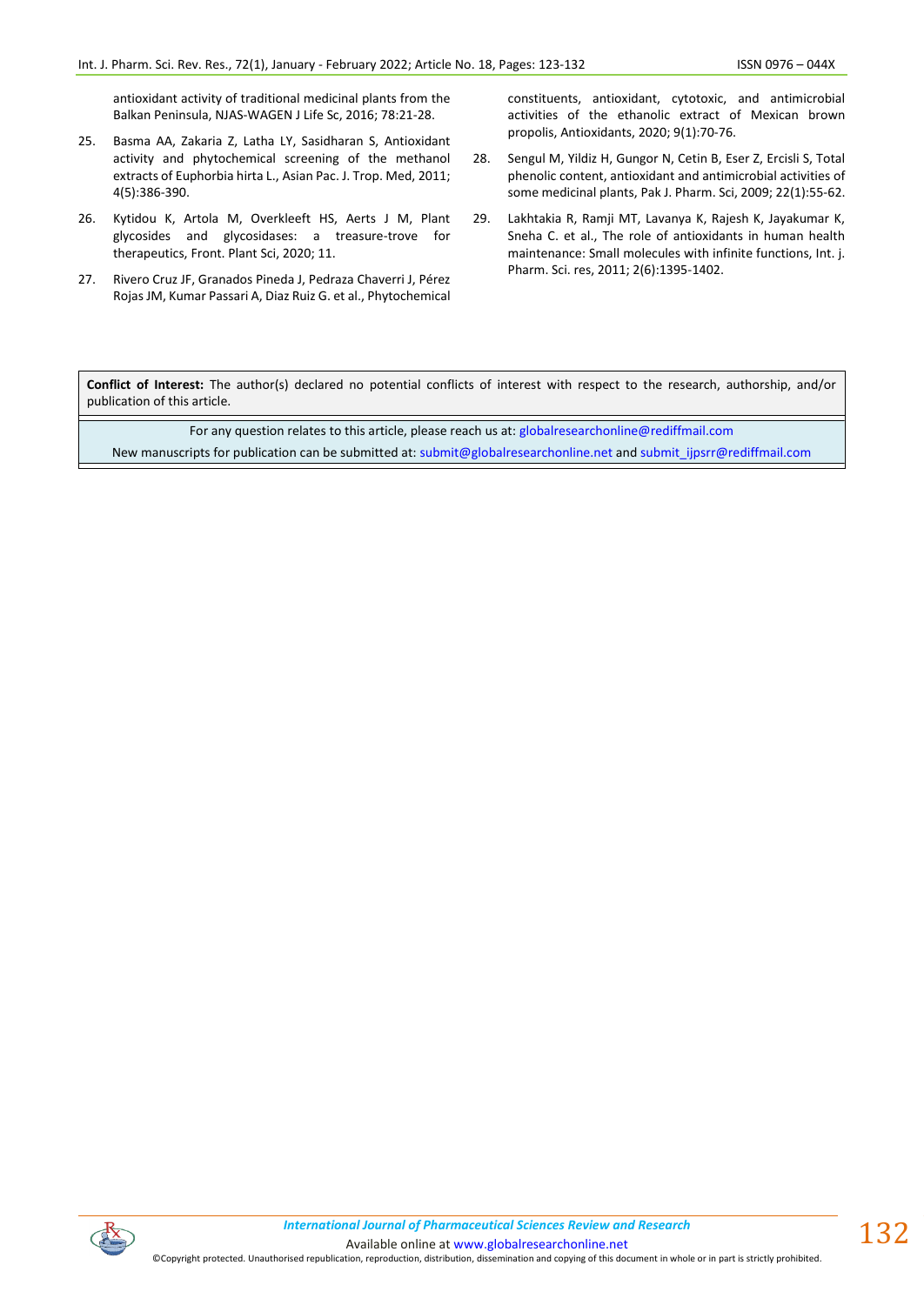antioxidant activity of traditional medicinal plants from the Balkan Peninsula, NJAS-WAGEN J Life Sc, 2016; 78:21-28.

25. Basma AA, Zakaria Z, Latha LY, Sasidharan S, Antioxidant activity and phytochemical screening of the methanol extracts of Euphorbia hirta L., Asian Pac. J. Trop. Med, 2011; 4(5):386-390.

26. Kytidou K, Artola M, Overkleeft HS, Aerts J M, Plant glycosides and glycosidases: a treasure-trove for therapeutics, Front. Plant Sci, 2020; 11.

27. Rivero Cruz JF, Granados Pineda J, Pedraza Chaverri J, Pérez Rojas JM, Kumar Passari A, Diaz Ruiz G. et al., Phytochemical constituents, antioxidant, cytotoxic, and antimicrobial activities of the ethanolic extract of Mexican brown propolis, Antioxidants, 2020; 9(1):70-76.

28. Sengul M, Yildiz H, Gungor N, Cetin B, Eser Z, Ercisli S, Total phenolic content, antioxidant and antimicrobial activities of some medicinal plants, Pak J. Pharm. Sci, 2009; 22(1):55-62.

29. Lakhtakia R, Ramji MT, Lavanya K, Rajesh K, Jayakumar K, Sneha C. et al., The role of antioxidants in human health maintenance: Small molecules with infinite functions, Int. j. Pharm. Sci. res, 2011; 2(6):1395-1402.

**Conflict of Interest:** The author(s) declared no potential conflicts of interest with respect to the research, authorship, and/or publication of this article.

For any question relates to this article, please reach us at: globalresearchonline@rediffmail.com

New manuscripts for publication can be submitted at: submit@globalresearchonline.net and submit_ijpsrr@rediffmail.com